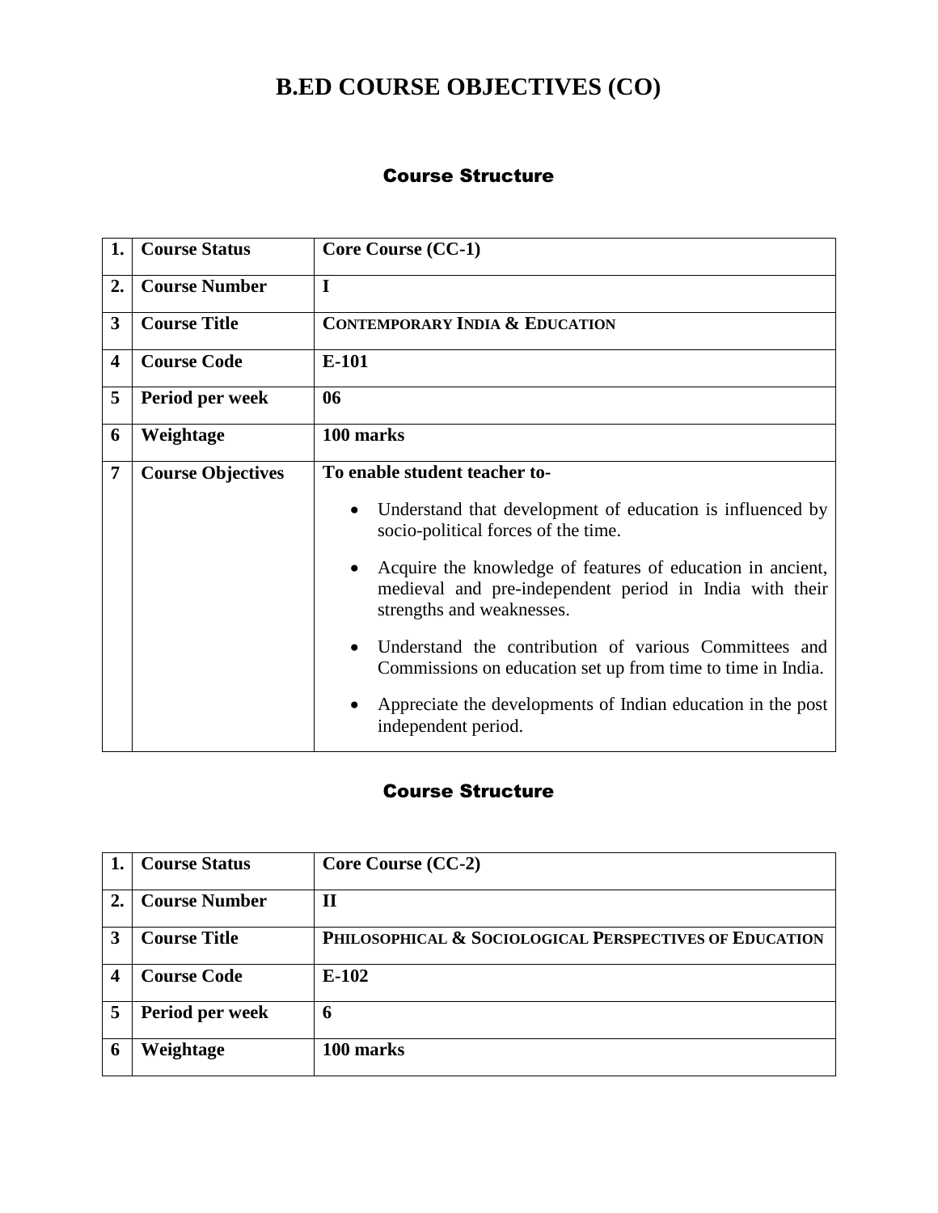# B.ED COURSE OBJECTIVES (CO)

## Course Structure

| 1. | Course Status | Core Course (CC-1) |
|---|---|---|
| 2. | Course Number | I |
| 3 | Course Title | CONTEMPORARY INDIA & EDUCATION |
| 4 | Course Code | E-101 |
| 5 | Period per week | 06 |
| 6 | Weightage | 100 marks |
| 7 | Course Objectives | **To enable student teacher to-**<br>• Understand that development of education is influenced by socio-political forces of the time.<br>• Acquire the knowledge of features of education in ancient, medieval and pre-independent period in India with their strengths and weaknesses.<br>• Understand the contribution of various Committees and Commissions on education set up from time to time in India.<br>• Appreciate the developments of Indian education in the post independent period. |

## Course Structure

| 1. | Course Status | Core Course (CC-2) |
|---|---|---|
| 2. | Course Number | II |
| 3 | Course Title | PHILOSOPHICAL & SOCIOLOGICAL PERSPECTIVES OF EDUCATION |
| 4 | Course Code | E-102 |
| 5 | Period per week | 6 |
| 6 | Weightage | 100 marks |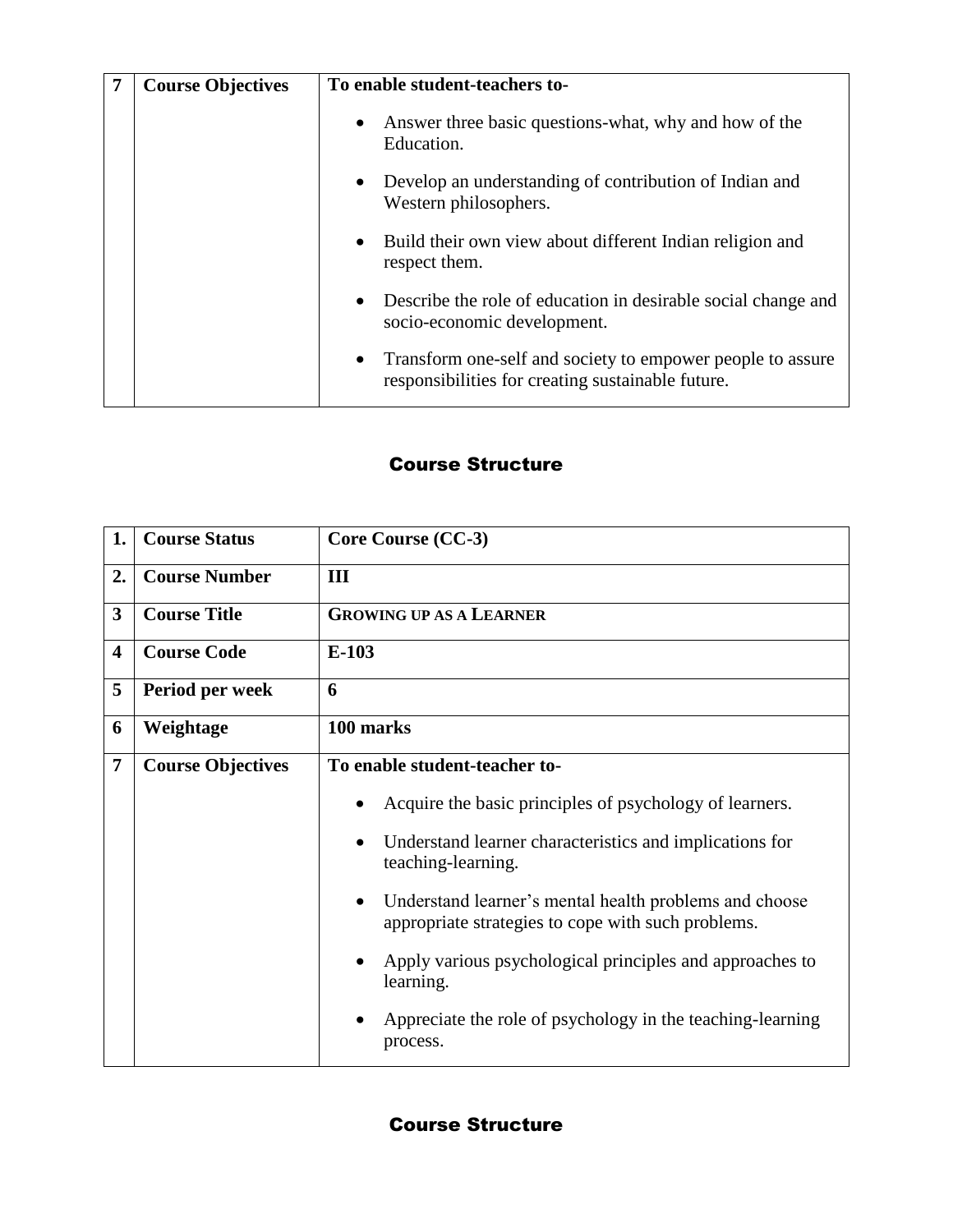| 7 | Course Objectives | **To enable student-teachers to-**<br>• Answer three basic questions-what, why and how of the Education.<br>• Develop an understanding of contribution of Indian and Western philosophers.<br>• Build their own view about different Indian religion and respect them.<br>• Describe the role of education in desirable social change and socio-economic development.<br>• Transform one-self and society to empower people to assure responsibilities for creating sustainable future. |
|---|---|---|

## Course Structure

| 1. | Course Status | Core Course (CC-3) |
|---|---|---|
| 2. | **Course Number** | **III** |
| 3 | **Course Title** | **GROWING UP AS A LEARNER** |
| 4 | **Course Code** | **E-103** |
| 5 | **Period per week** | **6** |
| 6 | **Weightage** | **100 marks** |
| 7 | **Course Objectives** | **To enable student-teacher to-**<br>• Acquire the basic principles of psychology of learners.<br>• Understand learner characteristics and implications for teaching-learning.<br>• Understand learner's mental health problems and choose appropriate strategies to cope with such problems.<br>• Apply various psychological principles and approaches to learning.<br>• Appreciate the role of psychology in the teaching-learning process. |

## Course Structure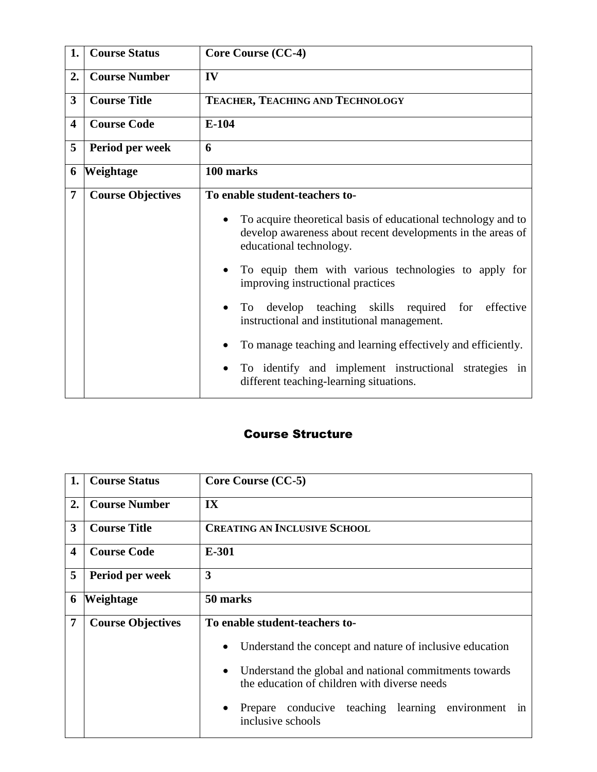| 1. | Course Status | Core Course (CC-4) |
|---|---|---|
| 2. | Course Number | IV |
| 3 | Course Title | TEACHER, TEACHING AND TECHNOLOGY |
| 4 | Course Code | E-104 |
| 5 | Period per week | 6 |
| 6 | Weightage | 100 marks |
| 7 | Course Objectives | To enable student-teachers to-<br>• To acquire theoretical basis of educational technology and to develop awareness about recent developments in the areas of educational technology.<br>• To equip them with various technologies to apply for improving instructional practices<br>• To develop teaching skills required for effective instructional and institutional management.<br>• To manage teaching and learning effectively and efficiently.<br>• To identify and implement instructional strategies in different teaching-learning situations. |

## Course Structure

| 1. | Course Status | Core Course (CC-5) |
|---|---|---|
| 2. | Course Number | IX |
| 3 | Course Title | CREATING AN INCLUSIVE SCHOOL |
| 4 | Course Code | E-301 |
| 5 | Period per week | 3 |
| 6 | Weightage | 50 marks |
| 7 | Course Objectives | To enable student-teachers to-<br>• Understand the concept and nature of inclusive education<br>• Understand the global and national commitments towards the education of children with diverse needs<br>• Prepare conducive teaching learning environment in inclusive schools |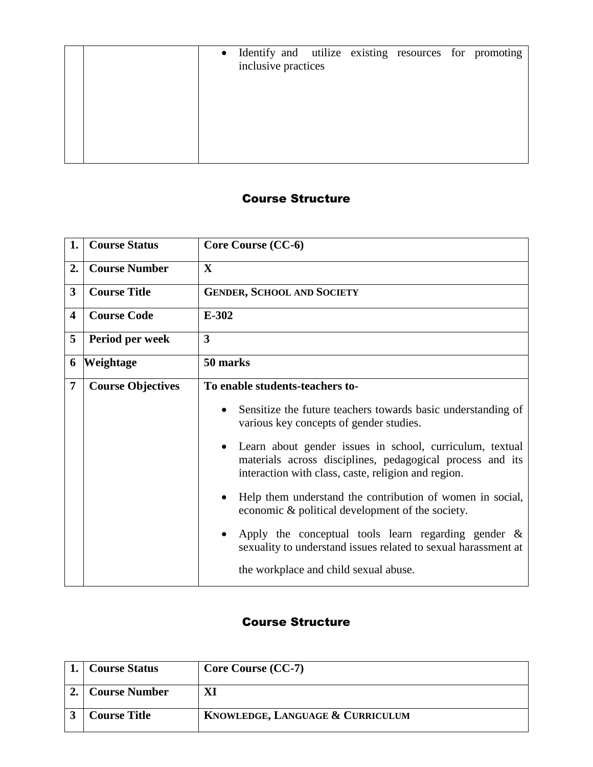| | | • Identify and utilize existing resources for promoting inclusive practices |
|---|---|---|

## Course Structure

| 1. | Course Status | Core Course (CC-6) |
|---|---|---|
| 2. | Course Number | X |
| 3 | Course Title | GENDER, SCHOOL AND SOCIETY |
| 4 | Course Code | E-302 |
| 5 | Period per week | 3 |
| 6 | Weightage | 50 marks |
| 7 | Course Objectives | **To enable students-teachers to-**<br>• Sensitize the future teachers towards basic understanding of various key concepts of gender studies.<br>• Learn about gender issues in school, curriculum, textual materials across disciplines, pedagogical process and its interaction with class, caste, religion and region.<br>• Help them understand the contribution of women in social, economic & political development of the society.<br>• Apply the conceptual tools learn regarding gender & sexuality to understand issues related to sexual harassment at the workplace and child sexual abuse. |

## Course Structure

| 1. | Course Status | Core Course (CC-7) |
|---|---|---|
| 2. | Course Number | XI |
| 3 | Course Title | KNOWLEDGE, LANGUAGE & CURRICULUM |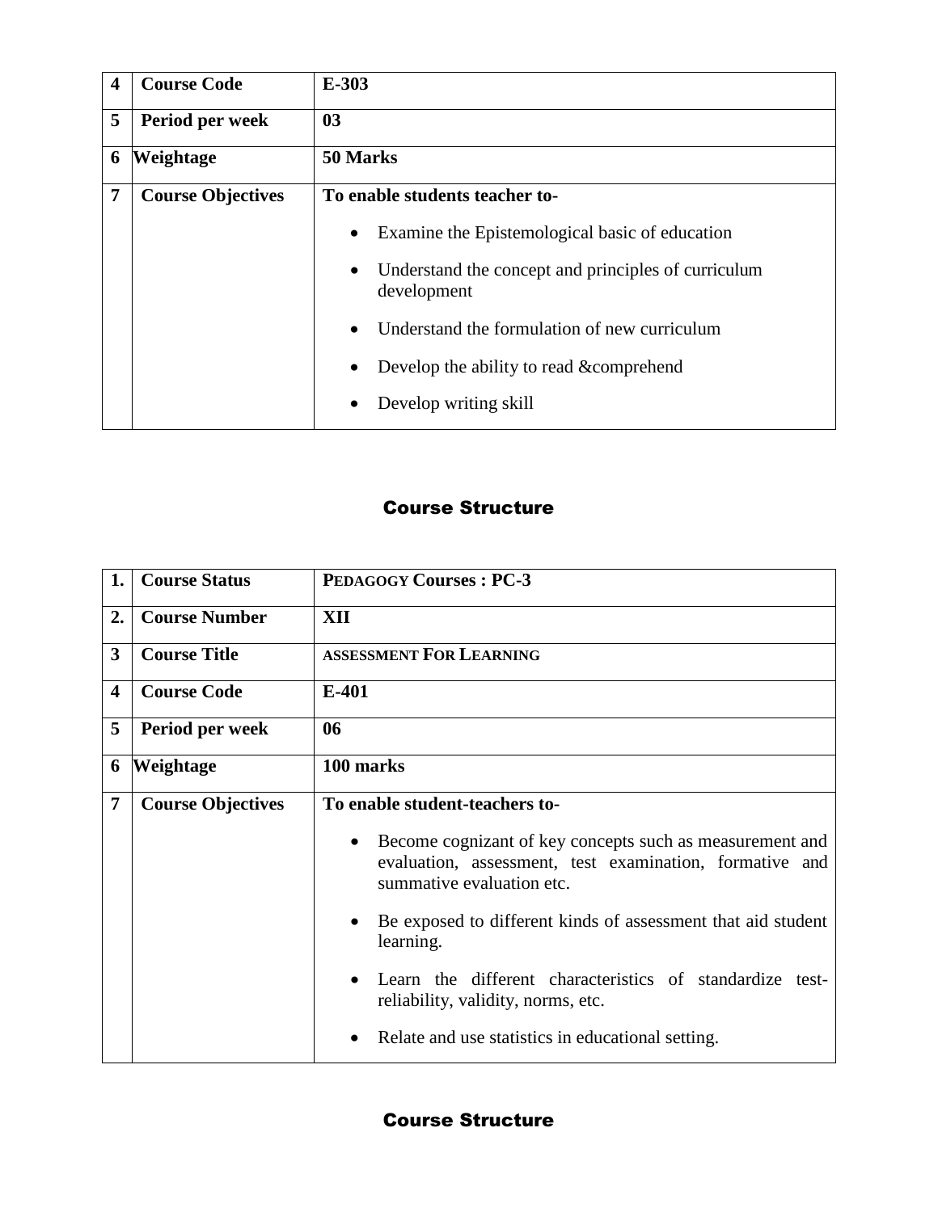| 4 | **Course Code** | **E-303** |
|---|---|---|
| 5 | **Period per week** | **03** |
| 6 | **Weightage** | **50 Marks** |
| 7 | **Course Objectives** | **To enable students teacher to-**<br>• Examine the Epistemological basic of education<br>• Understand the concept and principles of curriculum development<br>• Understand the formulation of new curriculum<br>• Develop the ability to read &comprehend<br>• Develop writing skill |

## Course Structure

| 1. | **Course Status** | **PEDAGOGY Courses : PC-3** |
|---|---|---|
| 2. | **Course Number** | **XII** |
| 3 | **Course Title** | **ASSESSMENT FOR LEARNING** |
| 4 | **Course Code** | **E-401** |
| 5 | **Period per week** | **06** |
| 6 | **Weightage** | **100 marks** |
| 7 | **Course Objectives** | **To enable student-teachers to-**<br>• Become cognizant of key concepts such as measurement and evaluation, assessment, test examination, formative and summative evaluation etc.<br>• Be exposed to different kinds of assessment that aid student learning.<br>• Learn the different characteristics of standardize test-reliability, validity, norms, etc.<br>• Relate and use statistics in educational setting. |

## Course Structure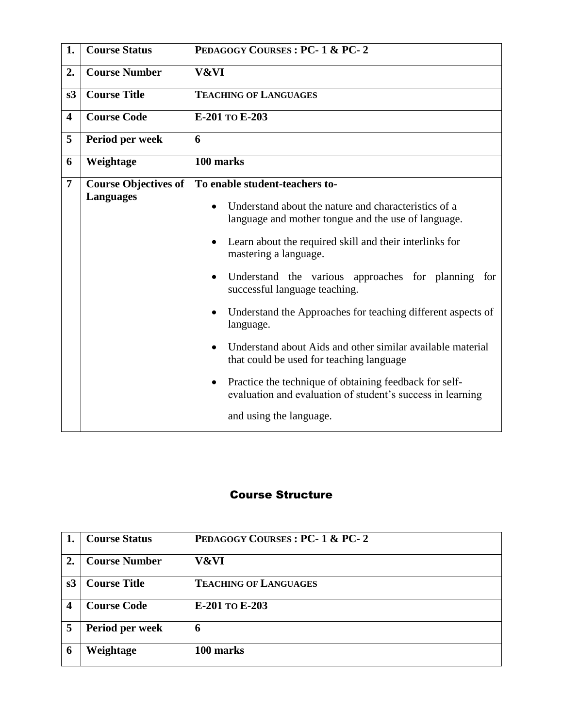| 1. | Course Status | PEDAGOGY COURSES : PC- 1 & PC- 2 |
|---|---|---|
| 2. | Course Number | V&VI |
| s3 | Course Title | TEACHING OF LANGUAGES |
| 4 | Course Code | E-201 TO E-203 |
| 5 | Period per week | 6 |
| 6 | Weightage | 100 marks |
| 7 | Course Objectives of Languages | To enable student-teachers to-<br>• Understand about the nature and characteristics of a language and mother tongue and the use of language.<br>• Learn about the required skill and their interlinks for mastering a language.<br>• Understand the various approaches for planning for successful language teaching.<br>• Understand the Approaches for teaching different aspects of language.<br>• Understand about Aids and other similar available material that could be used for teaching language<br>• Practice the technique of obtaining feedback for self-evaluation and evaluation of student's success in learning and using the language. |

## Course Structure

| 1. | Course Status | PEDAGOGY COURSES : PC- 1 & PC- 2 |
|---|---|---|
| 2. | Course Number | V&VI |
| s3 | Course Title | TEACHING OF LANGUAGES |
| 4 | Course Code | E-201 TO E-203 |
| 5 | Period per week | 6 |
| 6 | Weightage | 100 marks |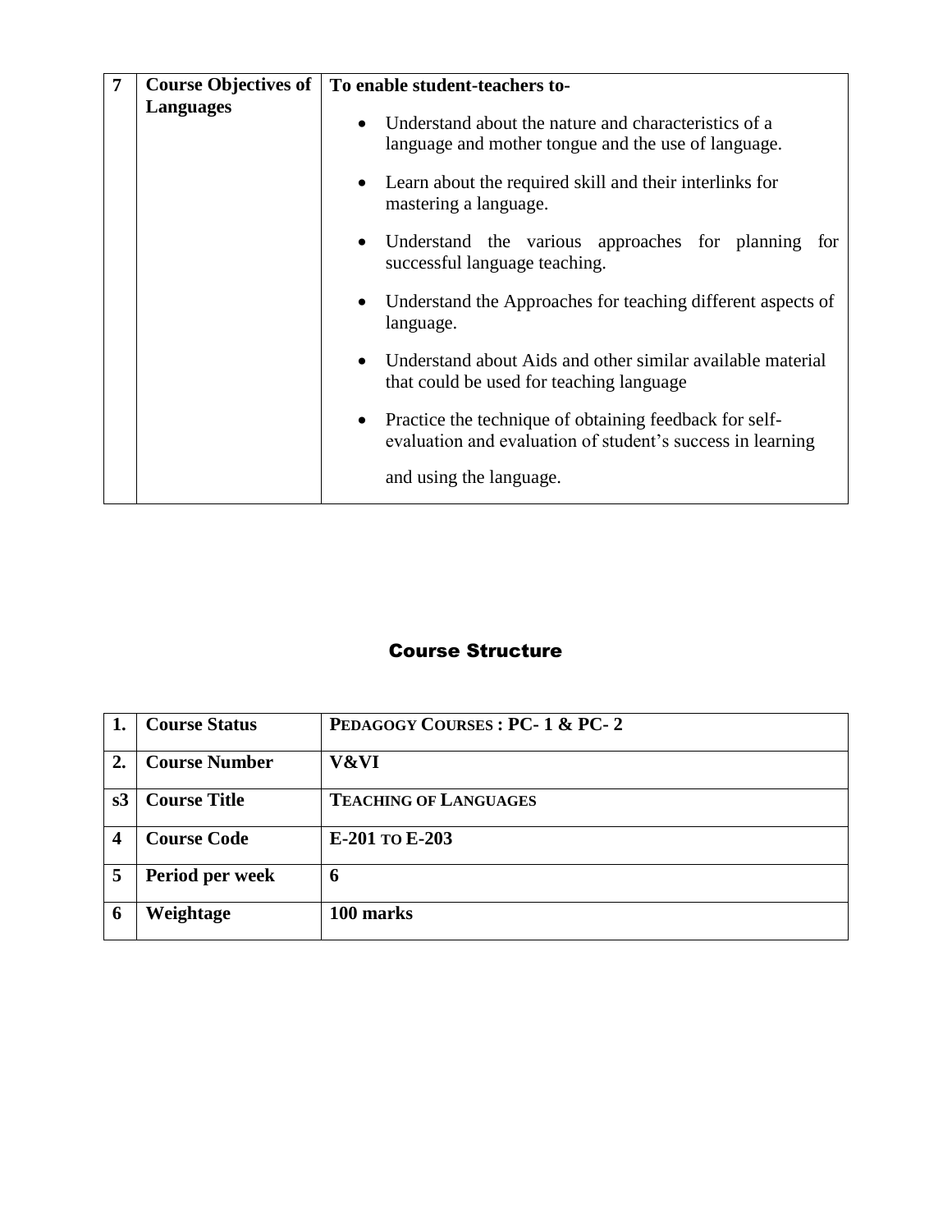| 7 | **Course Objectives of Languages** | **To enable student-teachers to-**<br>• Understand about the nature and characteristics of a language and mother tongue and the use of language.<br>• Learn about the required skill and their interlinks for mastering a language.<br>• Understand the various approaches for planning for successful language teaching.<br>• Understand the Approaches for teaching different aspects of language.<br>• Understand about Aids and other similar available material that could be used for teaching language<br>• Practice the technique of obtaining feedback for self-evaluation and evaluation of student's success in learning and using the language. |
|---|---|---|

## Course Structure

| 1. | Course Status | PEDAGOGY COURSES : PC- 1 & PC- 2 |
|---|---|---|
| **2.** | **Course Number** | **V&VI** |
| **s3** | **Course Title** | **TEACHING OF LANGUAGES** |
| **4** | **Course Code** | **E-201 TO E-203** |
| **5** | **Period per week** | **6** |
| **6** | **Weightage** | **100 marks** |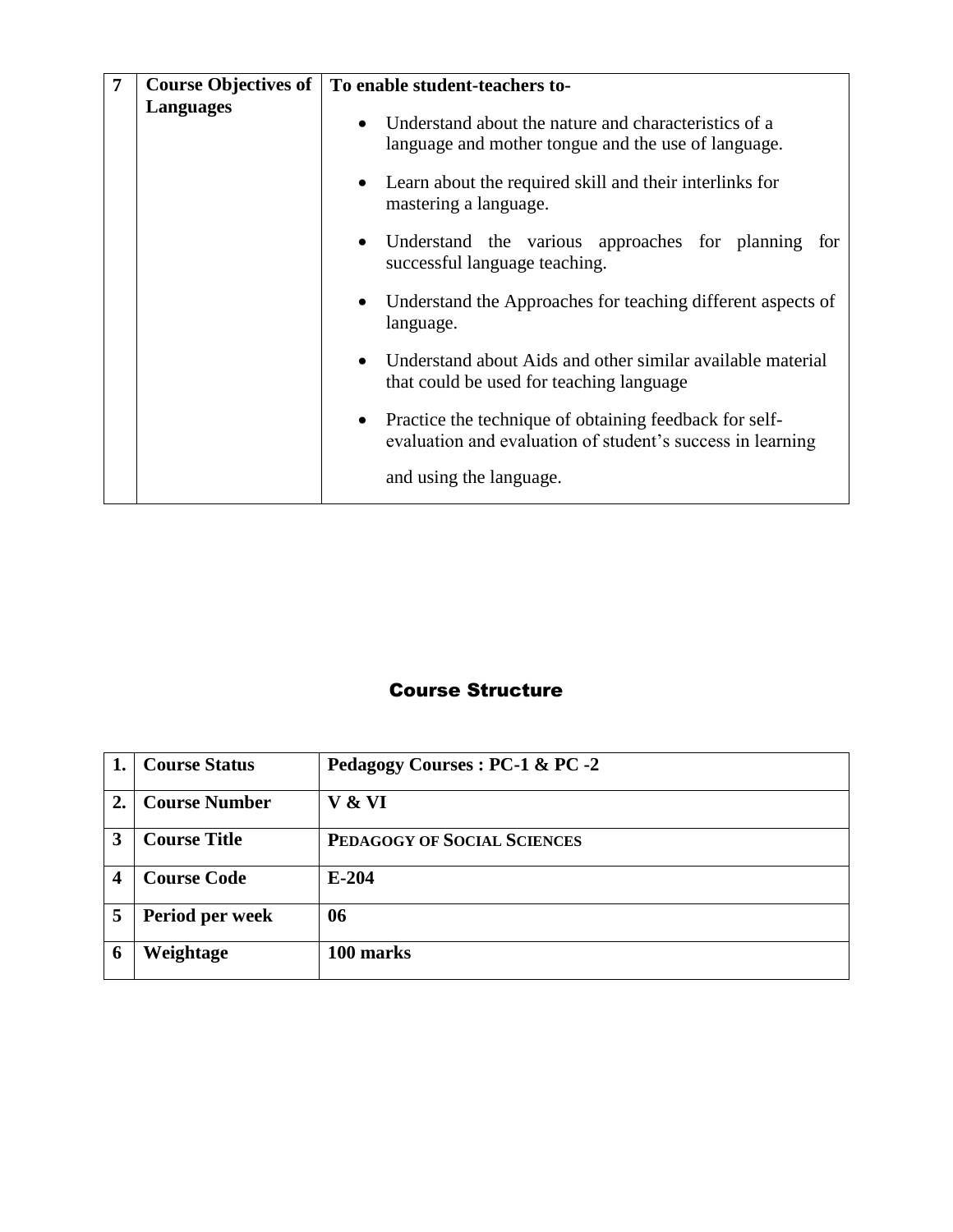| 7 | Course Objectives of Languages | To enable student-teachers to-<br>• Understand about the nature and characteristics of a language and mother tongue and the use of language.<br>• Learn about the required skill and their interlinks for mastering a language.<br>• Understand the various approaches for planning for successful language teaching.<br>• Understand the Approaches for teaching different aspects of language.<br>• Understand about Aids and other similar available material that could be used for teaching language<br>• Practice the technique of obtaining feedback for self-evaluation and evaluation of student's success in learning and using the language. |
|---|---|---|

## Course Structure

| 1. | Course Status | Pedagogy Courses : PC-1 & PC -2 |
|---|---|---|
| 2. | Course Number | V & VI |
| 3 | Course Title | PEDAGOGY OF SOCIAL SCIENCES |
| 4 | Course Code | E-204 |
| 5 | Period per week | 06 |
| 6 | Weightage | 100 marks |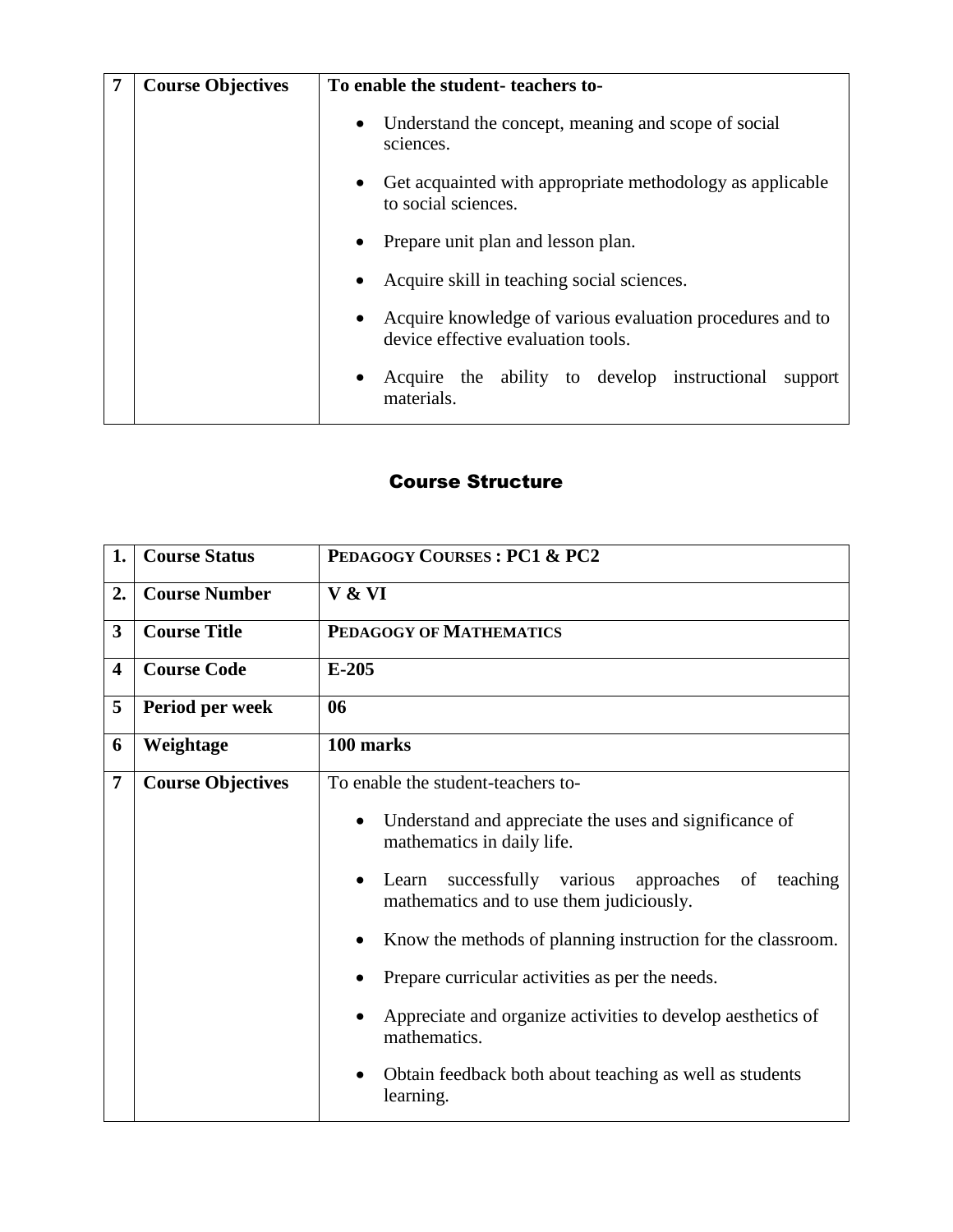| 7 | **Course Objectives** | **To enable the student- teachers to-**<br>• Understand the concept, meaning and scope of social sciences.<br>• Get acquainted with appropriate methodology as applicable to social sciences.<br>• Prepare unit plan and lesson plan.<br>• Acquire skill in teaching social sciences.<br>• Acquire knowledge of various evaluation procedures and to device effective evaluation tools.<br>• Acquire the ability to develop instructional support materials. |
|---|---|---|

## Course Structure

| 1. | **Course Status** | **PEDAGOGY COURSES : PC1 & PC2** |
|---|---|---|
| 2. | **Course Number** | **V & VI** |
| 3 | **Course Title** | **PEDAGOGY OF MATHEMATICS** |
| 4 | **Course Code** | **E-205** |
| 5 | **Period per week** | **06** |
| 6 | **Weightage** | **100 marks** |
| 7 | **Course Objectives** | To enable the student-teachers to-<br>• Understand and appreciate the uses and significance of mathematics in daily life.<br>• Learn successfully various approaches of teaching mathematics and to use them judiciously.<br>• Know the methods of planning instruction for the classroom.<br>• Prepare curricular activities as per the needs.<br>• Appreciate and organize activities to develop aesthetics of mathematics.<br>• Obtain feedback both about teaching as well as students learning. |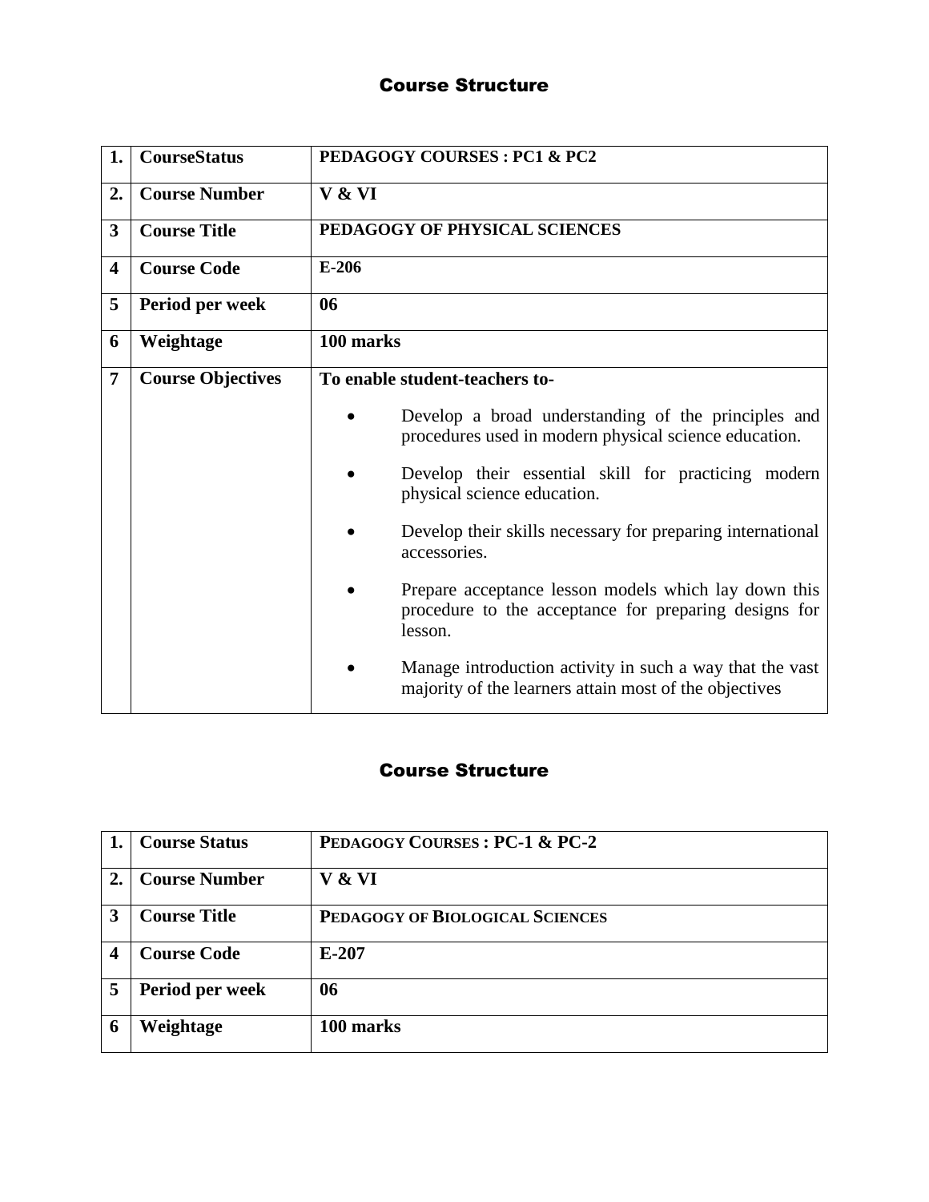## Course Structure

| 1. | CourseStatus | PEDAGOGY COURSES : PC1 & PC2 |
|---|---|---|
| 2. | **Course Number** | **V & VI** |
| 3 | **Course Title** | **PEDAGOGY OF PHYSICAL SCIENCES** |
| 4 | **Course Code** | **E-206** |
| 5 | **Period per week** | **06** |
| 6 | **Weightage** | **100 marks** |
| 7 | **Course Objectives** | **To enable student-teachers to-**<br>• Develop a broad understanding of the principles and procedures used in modern physical science education.<br>• Develop their essential skill for practicing modern physical science education.<br>• Develop their skills necessary for preparing international accessories.<br>• Prepare acceptance lesson models which lay down this procedure to the acceptance for preparing designs for lesson.<br>• Manage introduction activity in such a way that the vast majority of the learners attain most of the objectives |

## Course Structure

| 1. | Course Status | PEDAGOGY COURSES : PC-1 & PC-2 |
|---|---|---|
| 2. | **Course Number** | **V & VI** |
| 3 | **Course Title** | **PEDAGOGY OF BIOLOGICAL SCIENCES** |
| 4 | **Course Code** | **E-207** |
| 5 | **Period per week** | **06** |
| 6 | **Weightage** | **100 marks** |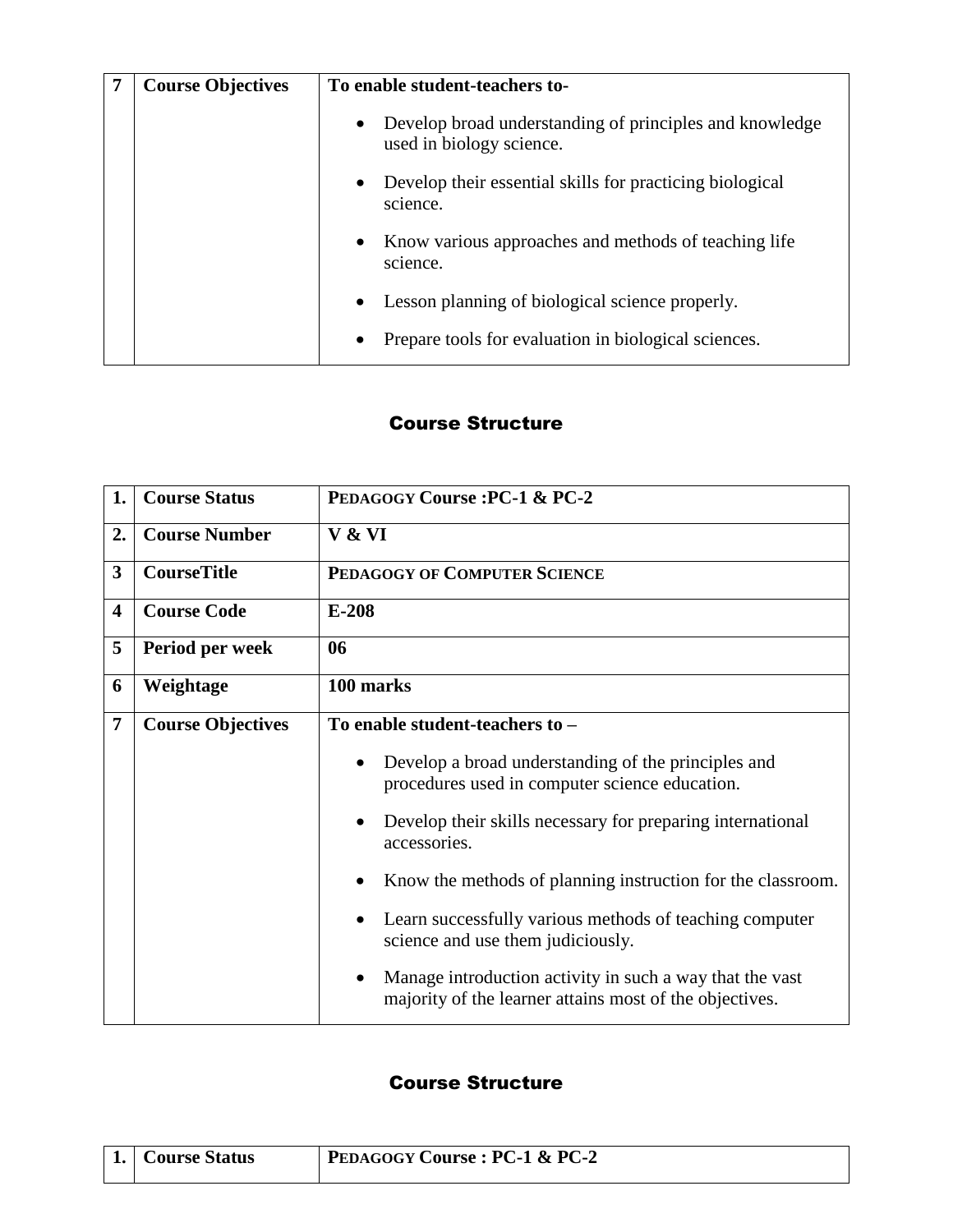| 7 | **Course Objectives** | **To enable student-teachers to-**<br>• Develop broad understanding of principles and knowledge used in biology science.<br>• Develop their essential skills for practicing biological science.<br>• Know various approaches and methods of teaching life science.<br>• Lesson planning of biological science properly.<br>• Prepare tools for evaluation in biological sciences. |
|---|---|---|

## Course Structure

| 1. | **Course Status** | **PEDAGOGY Course :PC-1 & PC-2** |
|---|---|---|
| 2. | **Course Number** | **V & VI** |
| 3 | **CourseTitle** | **PEDAGOGY OF COMPUTER SCIENCE** |
| 4 | **Course Code** | **E-208** |
| 5 | **Period per week** | **06** |
| 6 | **Weightage** | **100 marks** |
| 7 | **Course Objectives** | **To enable student-teachers to –**<br>• Develop a broad understanding of the principles and procedures used in computer science education.<br>• Develop their skills necessary for preparing international accessories.<br>• Know the methods of planning instruction for the classroom.<br>• Learn successfully various methods of teaching computer science and use them judiciously.<br>• Manage introduction activity in such a way that the vast majority of the learner attains most of the objectives. |

## Course Structure

| 1. | **Course Status** | **PEDAGOGY Course : PC-1 & PC-2** |
|---|---|---|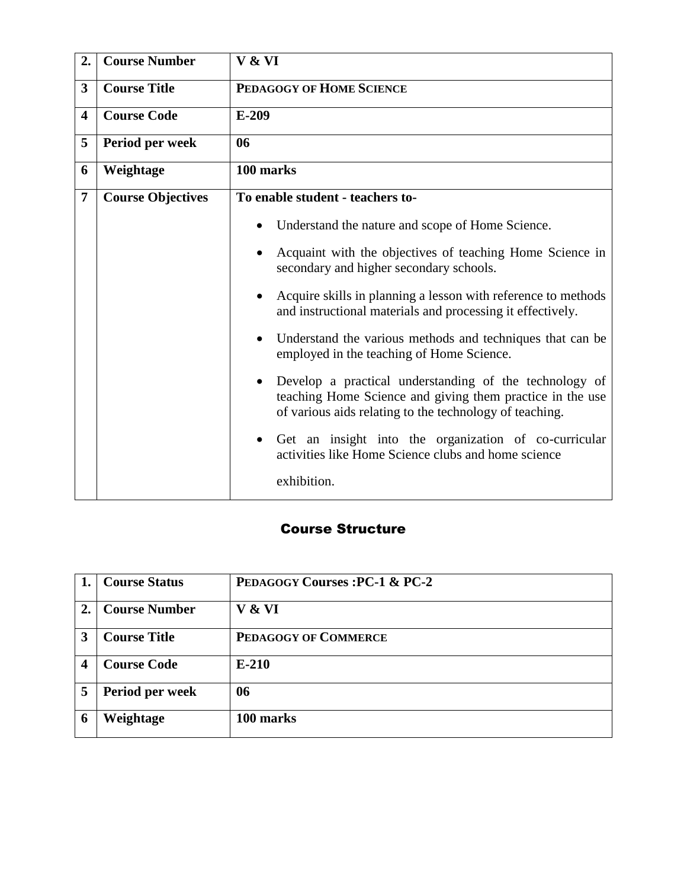| 2. | **Course Number** | **V & VI** |
|---|---|---|
| 3 | **Course Title** | **PEDAGOGY OF HOME SCIENCE** |
| 4 | **Course Code** | **E-209** |
| 5 | **Period per week** | **06** |
| 6 | **Weightage** | **100 marks** |
| 7 | **Course Objectives** | **To enable student - teachers to-**<br>• Understand the nature and scope of Home Science.<br>• Acquaint with the objectives of teaching Home Science in secondary and higher secondary schools.<br>• Acquire skills in planning a lesson with reference to methods and instructional materials and processing it effectively.<br>• Understand the various methods and techniques that can be employed in the teaching of Home Science.<br>• Develop a practical understanding of the technology of teaching Home Science and giving them practice in the use of various aids relating to the technology of teaching.<br>• Get an insight into the organization of co-curricular activities like Home Science clubs and home science exhibition. |

## Course Structure

| 1. | **Course Status** | **PEDAGOGY Courses :PC-1 & PC-2** |
|---|---|---|
| 2. | **Course Number** | **V & VI** |
| 3 | **Course Title** | **PEDAGOGY OF COMMERCE** |
| 4 | **Course Code** | **E-210** |
| 5 | **Period per week** | **06** |
| 6 | **Weightage** | **100 marks** |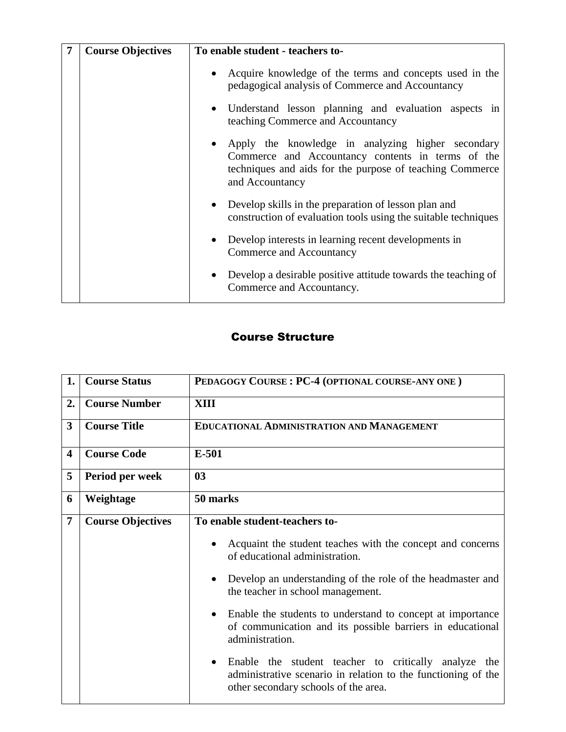| 7 | Course Objectives | **To enable student - teachers to-**<br>• Acquire knowledge of the terms and concepts used in the pedagogical analysis of Commerce and Accountancy<br>• Understand lesson planning and evaluation aspects in teaching Commerce and Accountancy<br>• Apply the knowledge in analyzing higher secondary Commerce and Accountancy contents in terms of the techniques and aids for the purpose of teaching Commerce and Accountancy<br>• Develop skills in the preparation of lesson plan and construction of evaluation tools using the suitable techniques<br>• Develop interests in learning recent developments in Commerce and Accountancy<br>• Develop a desirable positive attitude towards the teaching of Commerce and Accountancy. |
|---|---|---|

## Course Structure

| 1. | Course Status | **PEDAGOGY COURSE : PC-4 (OPTIONAL COURSE-ANY ONE )** |
|---|---|---|
| 2. | Course Number | **XIII** |
| 3 | Course Title | **EDUCATIONAL ADMINISTRATION AND MANAGEMENT** |
| 4 | Course Code | **E-501** |
| 5 | Period per week | **03** |
| 6 | Weightage | **50 marks** |
| 7 | Course Objectives | **To enable student-teachers to-**<br>• Acquaint the student teaches with the concept and concerns of educational administration.<br>• Develop an understanding of the role of the headmaster and the teacher in school management.<br>• Enable the students to understand to concept at importance of communication and its possible barriers in educational administration.<br>• Enable the student teacher to critically analyze the administrative scenario in relation to the functioning of the other secondary schools of the area. |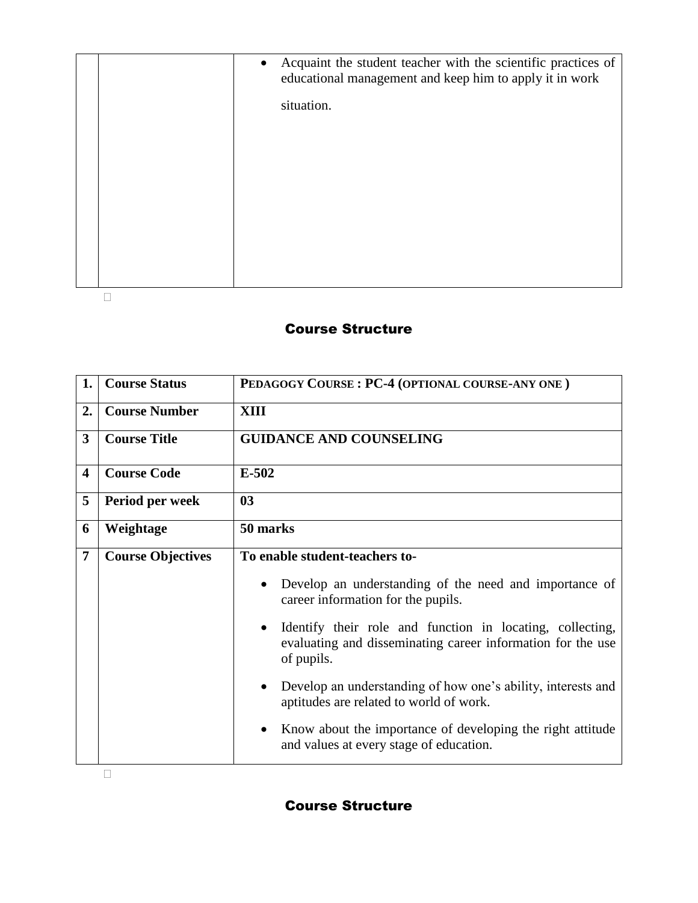| | | |
|---|---|---|
| | | • Acquaint the student teacher with the scientific practices of educational management and keep him to apply it in work situation. |

## Course Structure

| 1. | Course Status | PEDAGOGY COURSE : PC-4 (OPTIONAL COURSE-ANY ONE ) |
|---|---|---|
| 2. | Course Number | XIII |
| 3 | Course Title | GUIDANCE AND COUNSELING |
| 4 | Course Code | E-502 |
| 5 | Period per week | 03 |
| 6 | Weightage | 50 marks |
| 7 | Course Objectives | **To enable student-teachers to-**<br>• Develop an understanding of the need and importance of career information for the pupils.<br>• Identify their role and function in locating, collecting, evaluating and disseminating career information for the use of pupils.<br>• Develop an understanding of how one's ability, interests and aptitudes are related to world of work.<br>• Know about the importance of developing the right attitude and values at every stage of education. |

## Course Structure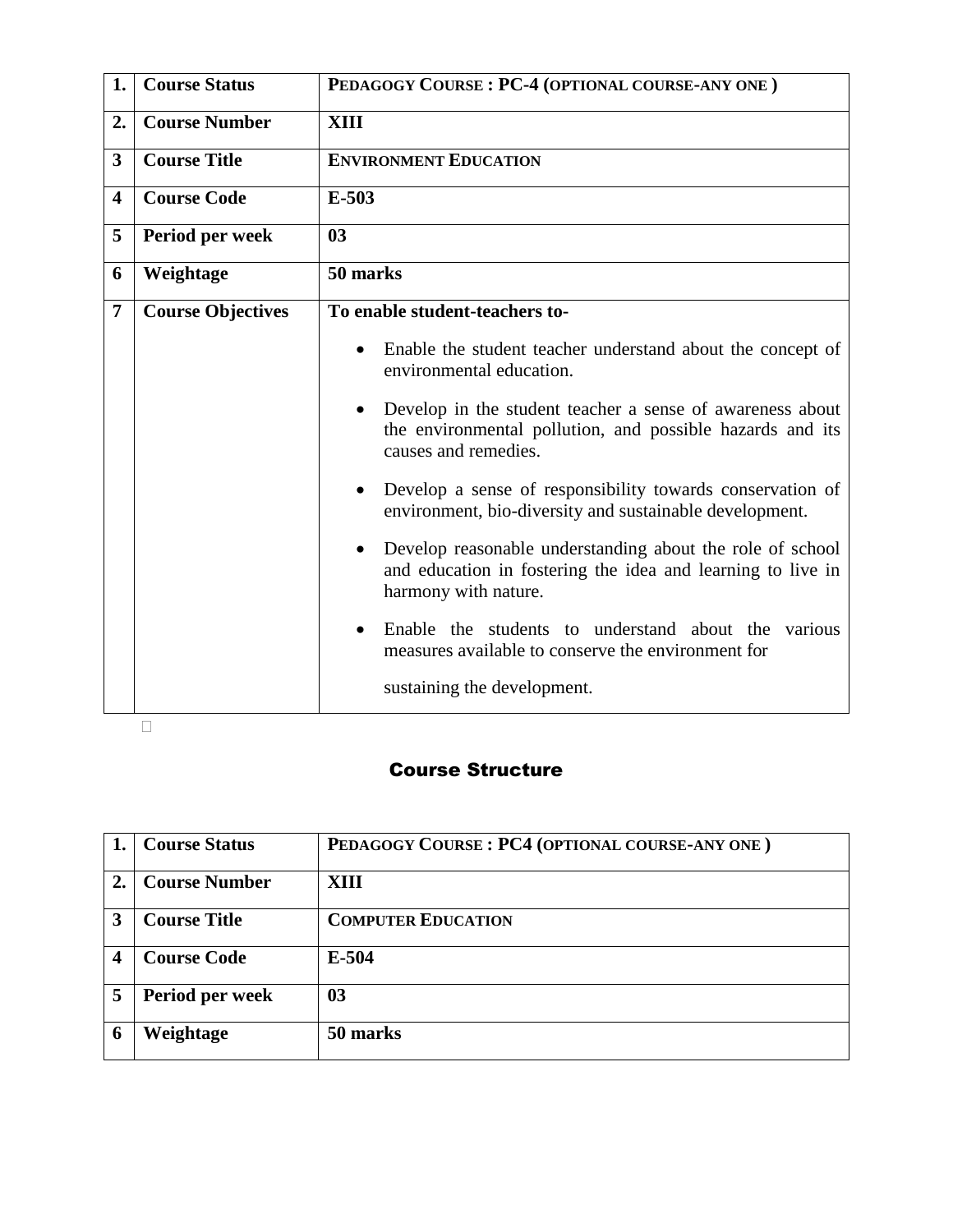| 1. | Course Status | PEDAGOGY COURSE : PC-4 (OPTIONAL COURSE-ANY ONE ) |
|---|---|---|
| 2. | Course Number | XIII |
| 3 | Course Title | ENVIRONMENT EDUCATION |
| 4 | Course Code | E-503 |
| 5 | Period per week | 03 |
| 6 | Weightage | 50 marks |
| 7 | Course Objectives | **To enable student-teachers to-**<br>• Enable the student teacher understand about the concept of environmental education.<br>• Develop in the student teacher a sense of awareness about the environmental pollution, and possible hazards and its causes and remedies.<br>• Develop a sense of responsibility towards conservation of environment, bio-diversity and sustainable development.<br>• Develop reasonable understanding about the role of school and education in fostering the idea and learning to live in harmony with nature.<br>• Enable the students to understand about the various measures available to conserve the environment for sustaining the development. |

## Course Structure

| 1. | Course Status | PEDAGOGY COURSE : PC4 (OPTIONAL COURSE-ANY ONE ) |
|---|---|---|
| 2. | Course Number | XIII |
| 3 | Course Title | COMPUTER EDUCATION |
| 4 | Course Code | E-504 |
| 5 | Period per week | 03 |
| 6 | Weightage | 50 marks |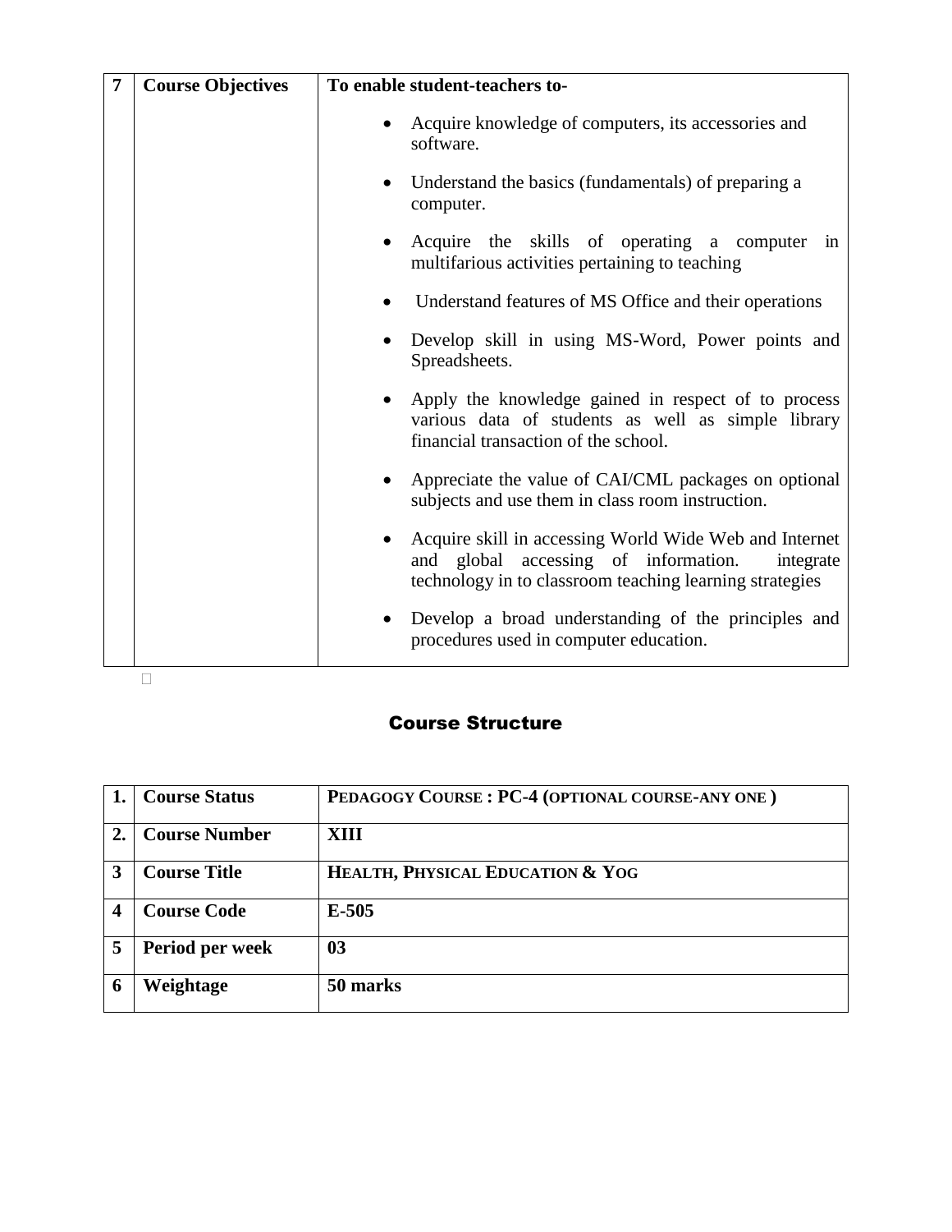| 7 | **Course Objectives** | **To enable student-teachers to-**<br>• Acquire knowledge of computers, its accessories and software.<br>• Understand the basics (fundamentals) of preparing a computer.<br>• Acquire the skills of operating a computer in multifarious activities pertaining to teaching<br>• Understand features of MS Office and their operations<br>• Develop skill in using MS-Word, Power points and Spreadsheets.<br>• Apply the knowledge gained in respect of to process various data of students as well as simple library financial transaction of the school.<br>• Appreciate the value of CAI/CML packages on optional subjects and use them in class room instruction.<br>• Acquire skill in accessing World Wide Web and Internet and global accessing of information. integrate technology in to classroom teaching learning strategies<br>• Develop a broad understanding of the principles and procedures used in computer education. |
|---|---|---|

## Course Structure

| 1. | **Course Status** | **PEDAGOGY COURSE : PC-4 (OPTIONAL COURSE-ANY ONE )** |
|---|---|---|
| 2. | **Course Number** | **XIII** |
| 3 | **Course Title** | **HEALTH, PHYSICAL EDUCATION & YOG** |
| 4 | **Course Code** | **E-505** |
| 5 | **Period per week** | **03** |
| 6 | **Weightage** | **50 marks** |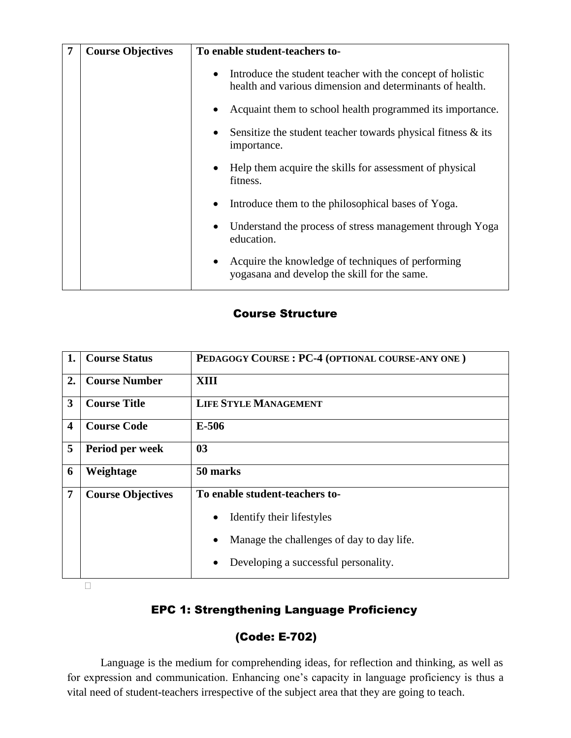| 7 | Course Objectives | **To enable student-teachers to-**<br>• Introduce the student teacher with the concept of holistic health and various dimension and determinants of health.<br>• Acquaint them to school health programmed its importance.<br>• Sensitize the student teacher towards physical fitness & its importance.<br>• Help them acquire the skills for assessment of physical fitness.<br>• Introduce them to the philosophical bases of Yoga.<br>• Understand the process of stress management through Yoga education.<br>• Acquire the knowledge of techniques of performing yogasana and develop the skill for the same. |
|---|---|---|

## Course Structure

| 1. | Course Status | PEDAGOGY COURSE : PC-4 (OPTIONAL COURSE-ANY ONE ) |
|---|---|---|
| 2. | Course Number | XIII |
| 3 | Course Title | LIFE STYLE MANAGEMENT |
| 4 | Course Code | E-506 |
| 5 | Period per week | 03 |
| 6 | Weightage | 50 marks |
| 7 | Course Objectives | **To enable student-teachers to-**<br>• Identify their lifestyles<br>• Manage the challenges of day to day life.<br>• Developing a successful personality. |

## EPC 1: Strengthening Language Proficiency

## (Code: E-702)

Language is the medium for comprehending ideas, for reflection and thinking, as well as for expression and communication. Enhancing one's capacity in language proficiency is thus a vital need of student-teachers irrespective of the subject area that they are going to teach.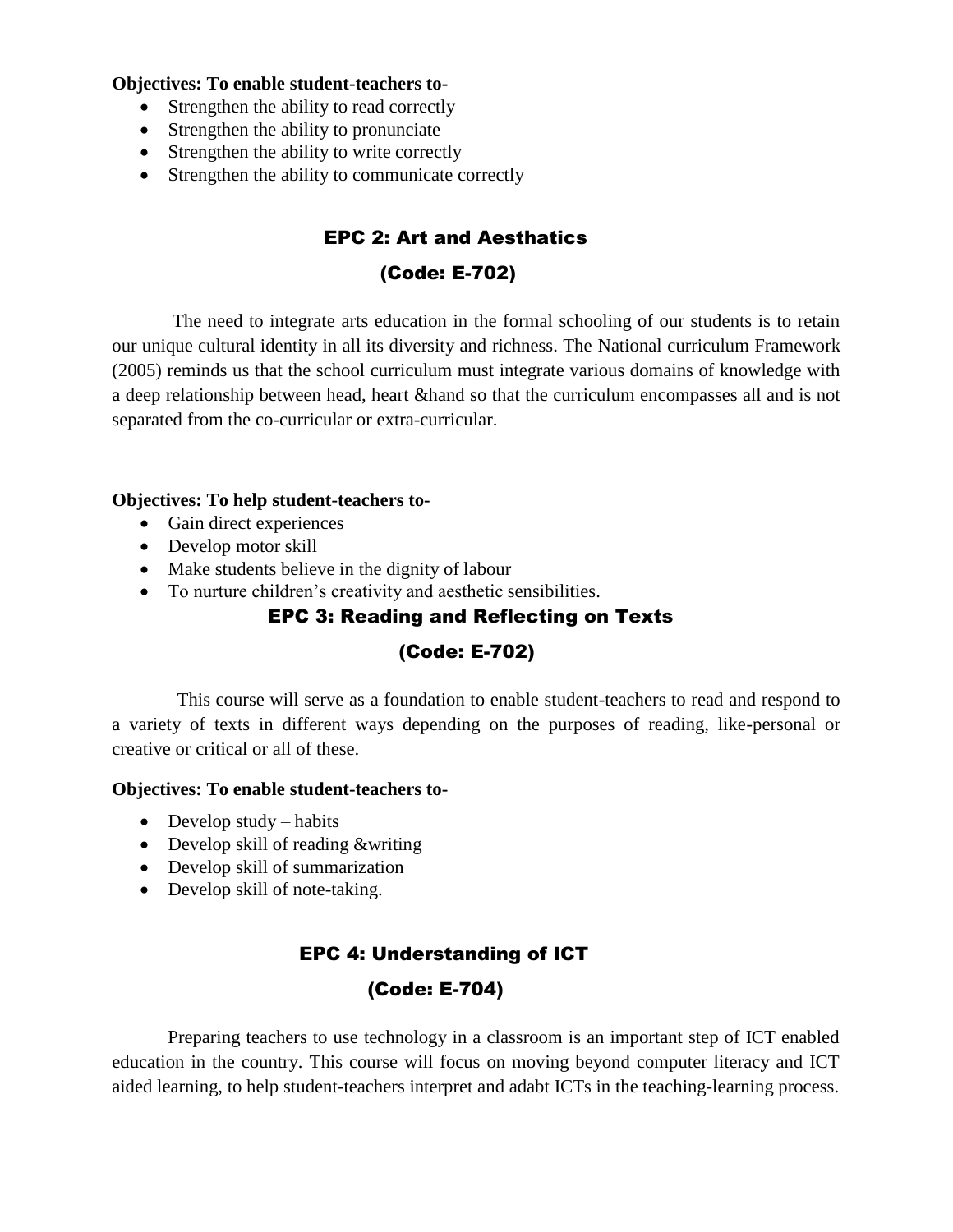**Objectives: To enable student-teachers to-**

- Strengthen the ability to read correctly
- Strengthen the ability to pronunciate
- Strengthen the ability to write correctly
- Strengthen the ability to communicate correctly

## EPC 2: Art and Aesthatics

## (Code: E-702)

The need to integrate arts education in the formal schooling of our students is to retain our unique cultural identity in all its diversity and richness. The National curriculum Framework (2005) reminds us that the school curriculum must integrate various domains of knowledge with a deep relationship between head, heart &hand so that the curriculum encompasses all and is not separated from the co-curricular or extra-curricular.

**Objectives: To help student-teachers to-**

- Gain direct experiences
- Develop motor skill
- Make students believe in the dignity of labour
- To nurture children's creativity and aesthetic sensibilities.

## EPC 3: Reading and Reflecting on Texts

## (Code: E-702)

This course will serve as a foundation to enable student-teachers to read and respond to a variety of texts in different ways depending on the purposes of reading, like-personal or creative or critical or all of these.

**Objectives: To enable student-teachers to-**

- Develop study – habits
- Develop skill of reading &writing
- Develop skill of summarization
- Develop skill of note-taking.

## EPC 4: Understanding of ICT

## (Code: E-704)

Preparing teachers to use technology in a classroom is an important step of ICT enabled education in the country. This course will focus on moving beyond computer literacy and ICT aided learning, to help student-teachers interpret and adabt ICTs in the teaching-learning process.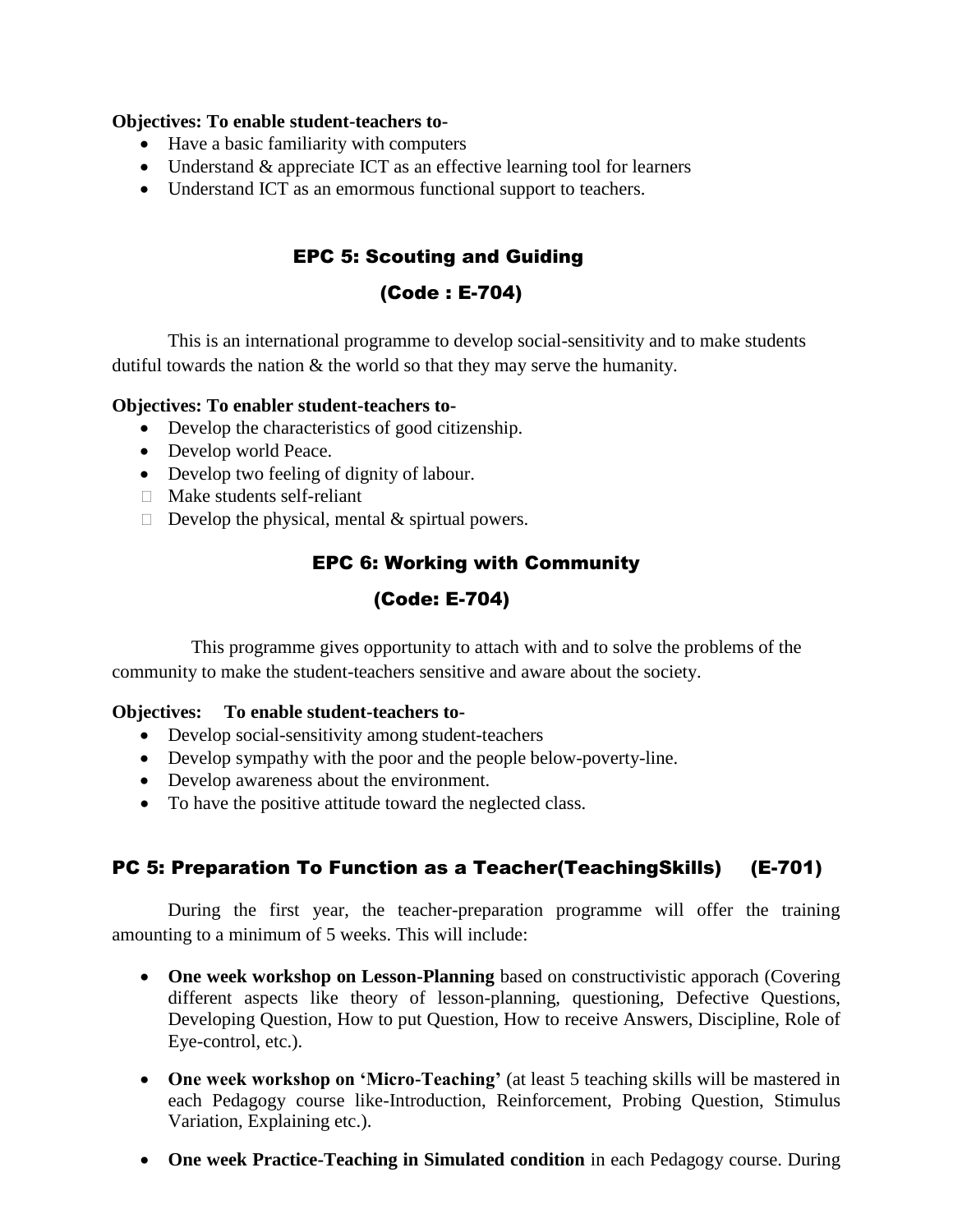**Objectives: To enable student-teachers to-**

- Have a basic familiarity with computers
- Understand & appreciate ICT as an effective learning tool for learners
- Understand ICT as an emormous functional support to teachers.

## EPC 5: Scouting and Guiding

## (Code : E-704)

This is an international programme to develop social-sensitivity and to make students dutiful towards the nation & the world so that they may serve the humanity.

**Objectives: To enabler student-teachers to-**

- Develop the characteristics of good citizenship.
- Develop world Peace.
- Develop two feeling of dignity of labour.
- Make students self-reliant
- Develop the physical, mental & spirtual powers.

## EPC 6: Working with Community

## (Code: E-704)

This programme gives opportunity to attach with and to solve the problems of the community to make the student-teachers sensitive and aware about the society.

**Objectives: To enable student-teachers to-**

- Develop social-sensitivity among student-teachers
- Develop sympathy with the poor and the people below-poverty-line.
- Develop awareness about the environment.
- To have the positive attitude toward the neglected class.

## PC 5: Preparation To Function as a Teacher(TeachingSkills) (E-701)

During the first year, the teacher-preparation programme will offer the training amounting to a minimum of 5 weeks. This will include:

- **One week workshop on Lesson-Planning** based on constructivistic apporach (Covering different aspects like theory of lesson-planning, questioning, Defective Questions, Developing Question, How to put Question, How to receive Answers, Discipline, Role of Eye-control, etc.).
- **One week workshop on 'Micro-Teaching'** (at least 5 teaching skills will be mastered in each Pedagogy course like-Introduction, Reinforcement, Probing Question, Stimulus Variation, Explaining etc.).
- **One week Practice-Teaching in Simulated condition** in each Pedagogy course. During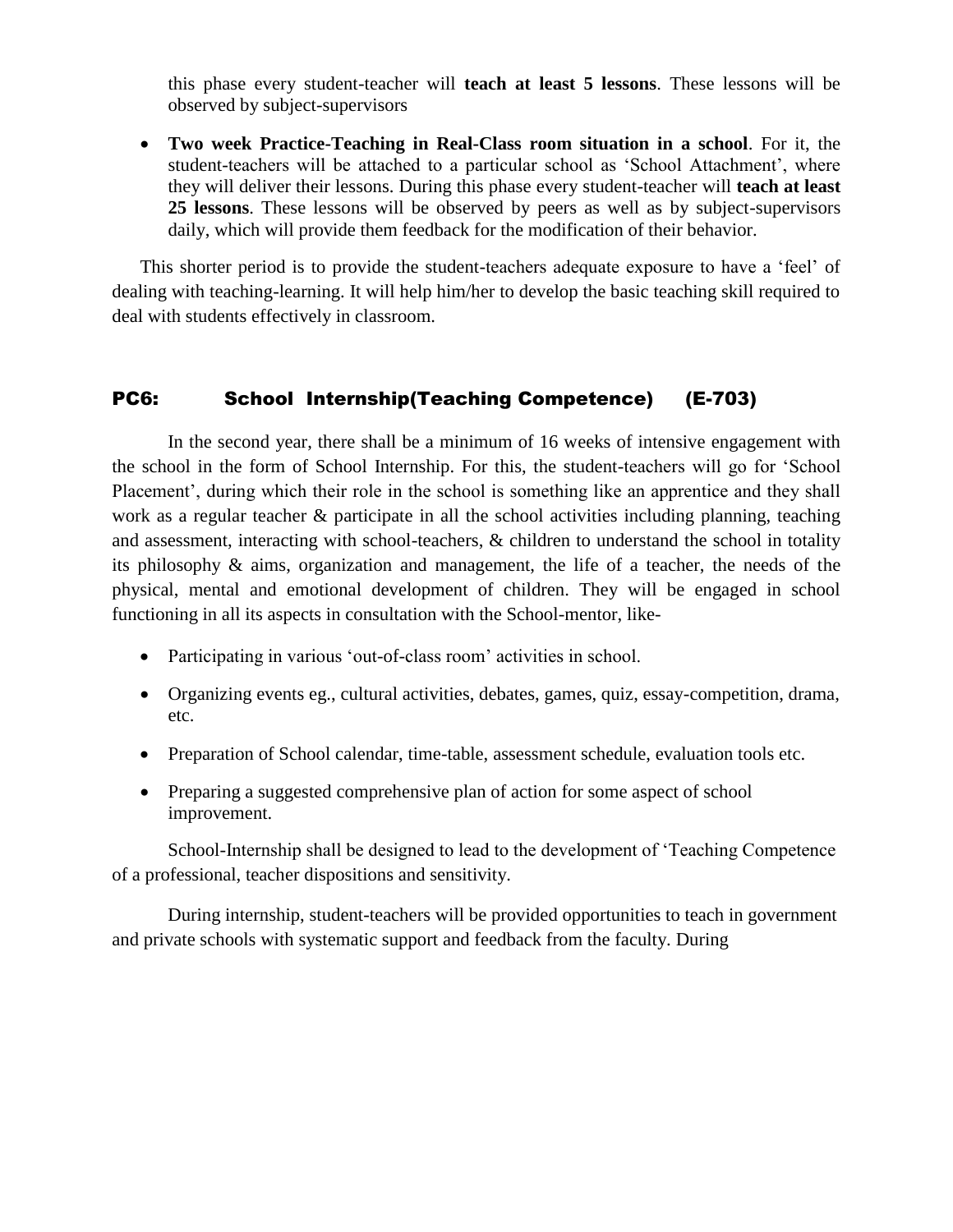this phase every student-teacher will **teach at least 5 lessons**. These lessons will be observed by subject-supervisors

- **Two week Practice-Teaching in Real-Class room situation in a school**. For it, the student-teachers will be attached to a particular school as 'School Attachment', where they will deliver their lessons. During this phase every student-teacher will **teach at least 25 lessons**. These lessons will be observed by peers as well as by subject-supervisors daily, which will provide them feedback for the modification of their behavior.

This shorter period is to provide the student-teachers adequate exposure to have a 'feel' of dealing with teaching-learning. It will help him/her to develop the basic teaching skill required to deal with students effectively in classroom.

## PC6: School Internship(Teaching Competence) (E-703)

In the second year, there shall be a minimum of 16 weeks of intensive engagement with the school in the form of School Internship. For this, the student-teachers will go for 'School Placement', during which their role in the school is something like an apprentice and they shall work as a regular teacher & participate in all the school activities including planning, teaching and assessment, interacting with school-teachers, & children to understand the school in totality its philosophy & aims, organization and management, the life of a teacher, the needs of the physical, mental and emotional development of children. They will be engaged in school functioning in all its aspects in consultation with the School-mentor, like-

- Participating in various 'out-of-class room' activities in school.
- Organizing events eg., cultural activities, debates, games, quiz, essay-competition, drama, etc.
- Preparation of School calendar, time-table, assessment schedule, evaluation tools etc.
- Preparing a suggested comprehensive plan of action for some aspect of school improvement.

School-Internship shall be designed to lead to the development of 'Teaching Competence of a professional, teacher dispositions and sensitivity.

During internship, student-teachers will be provided opportunities to teach in government and private schools with systematic support and feedback from the faculty. During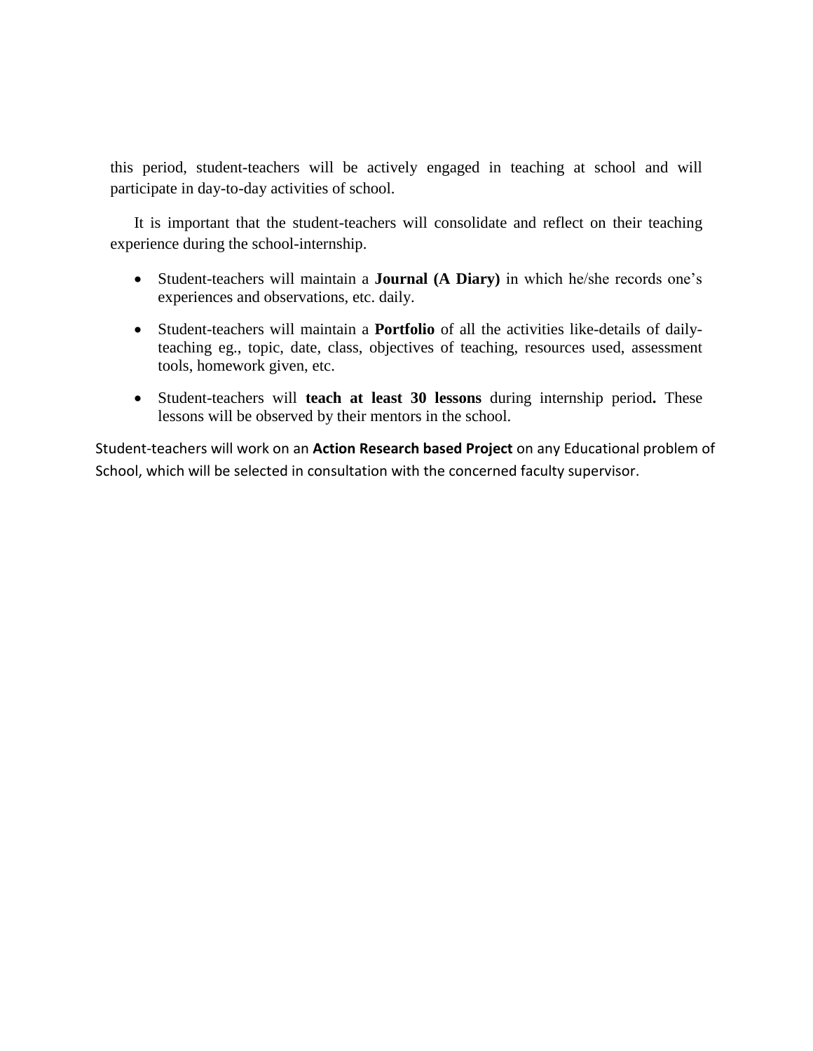this period, student-teachers will be actively engaged in teaching at school and will participate in day-to-day activities of school.

It is important that the student-teachers will consolidate and reflect on their teaching experience during the school-internship.

- Student-teachers will maintain a **Journal (A Diary)** in which he/she records one's experiences and observations, etc. daily.
- Student-teachers will maintain a **Portfolio** of all the activities like-details of daily-teaching eg., topic, date, class, objectives of teaching, resources used, assessment tools, homework given, etc.
- Student-teachers will **teach at least 30 lessons** during internship period**.** These lessons will be observed by their mentors in the school.

Student-teachers will work on an **Action Research based Project** on any Educational problem of School, which will be selected in consultation with the concerned faculty supervisor.